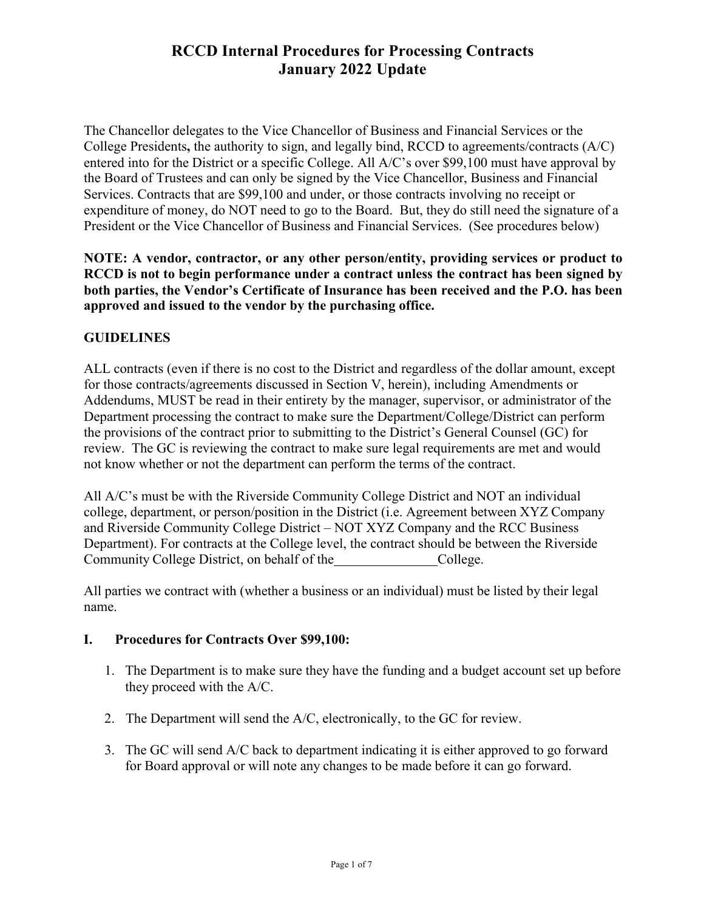# RCCD Internal Procedures for Processing Contracts
# January 2022 Update

The Chancellor delegates to the Vice Chancellor of Business and Financial Services or the College Presidents**,** the authority to sign, and legally bind, RCCD to agreements/contracts (A/C) entered into for the District or a specific College. All A/C's over $99,100 must have approval by the Board of Trustees and can only be signed by the Vice Chancellor, Business and Financial Services. Contracts that are $99,100 and under, or those contracts involving no receipt or expenditure of money, do NOT need to go to the Board. But, they do still need the signature of a President or the Vice Chancellor of Business and Financial Services. (See procedures below)

**NOTE: A vendor, contractor, or any other person/entity, providing services or product to RCCD is not to begin performance under a contract unless the contract has been signed by both parties, the Vendor's Certificate of Insurance has been received and the P.O. has been approved and issued to the vendor by the purchasing office.**

## GUIDELINES

ALL contracts (even if there is no cost to the District and regardless of the dollar amount, except for those contracts/agreements discussed in Section V, herein), including Amendments or Addendums, MUST be read in their entirety by the manager, supervisor, or administrator of the Department processing the contract to make sure the Department/College/District can perform the provisions of the contract prior to submitting to the District's General Counsel (GC) for review. The GC is reviewing the contract to make sure legal requirements are met and would not know whether or not the department can perform the terms of the contract.

All A/C's must be with the Riverside Community College District and NOT an individual college, department, or person/position in the District (i.e. Agreement between XYZ Company and Riverside Community College District – NOT XYZ Company and the RCC Business Department). For contracts at the College level, the contract should be between the Riverside Community College District, on behalf of the_______________College.

All parties we contract with (whether a business or an individual) must be listed by their legal name.

## I. Procedures for Contracts Over $99,100:

1. The Department is to make sure they have the funding and a budget account set up before they proceed with the A/C.
2. The Department will send the A/C, electronically, to the GC for review.
3. The GC will send A/C back to department indicating it is either approved to go forward for Board approval or will note any changes to be made before it can go forward.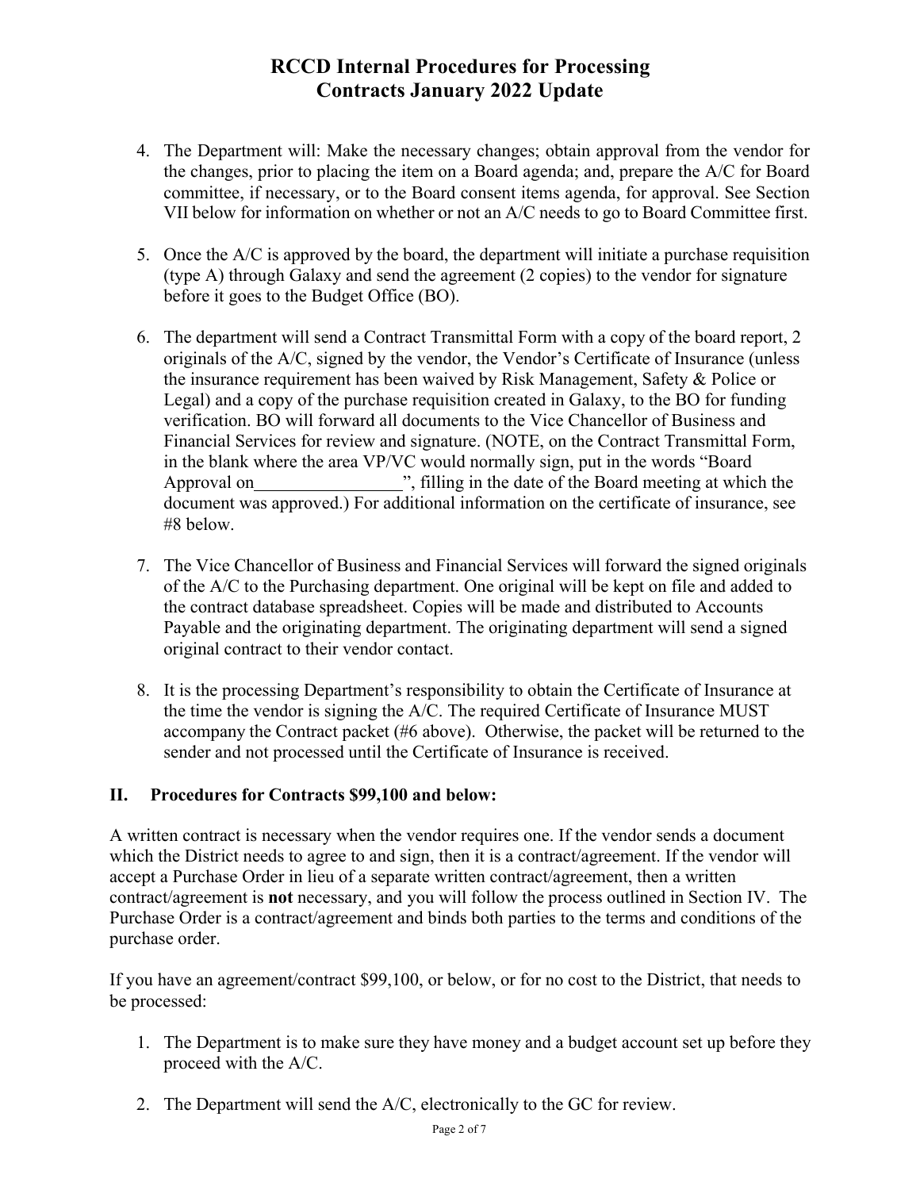4. The Department will: Make the necessary changes; obtain approval from the vendor for the changes, prior to placing the item on a Board agenda; and, prepare the A/C for Board committee, if necessary, or to the Board consent items agenda, for approval. See Section VII below for information on whether or not an A/C needs to go to Board Committee first.

5. Once the A/C is approved by the board, the department will initiate a purchase requisition (type A) through Galaxy and send the agreement (2 copies) to the vendor for signature before it goes to the Budget Office (BO).

6. The department will send a Contract Transmittal Form with a copy of the board report, 2 originals of the A/C, signed by the vendor, the Vendor's Certificate of Insurance (unless the insurance requirement has been waived by Risk Management, Safety & Police or Legal) and a copy of the purchase requisition created in Galaxy, to the BO for funding verification. BO will forward all documents to the Vice Chancellor of Business and Financial Services for review and signature. (NOTE, on the Contract Transmittal Form, in the blank where the area VP/VC would normally sign, put in the words "Board Approval on________________", filling in the date of the Board meeting at which the document was approved.) For additional information on the certificate of insurance, see #8 below.

7. The Vice Chancellor of Business and Financial Services will forward the signed originals of the A/C to the Purchasing department. One original will be kept on file and added to the contract database spreadsheet. Copies will be made and distributed to Accounts Payable and the originating department. The originating department will send a signed original contract to their vendor contact.

8. It is the processing Department's responsibility to obtain the Certificate of Insurance at the time the vendor is signing the A/C. The required Certificate of Insurance MUST accompany the Contract packet (#6 above). Otherwise, the packet will be returned to the sender and not processed until the Certificate of Insurance is received.

## II. Procedures for Contracts $99,100 and below:

A written contract is necessary when the vendor requires one. If the vendor sends a document which the District needs to agree to and sign, then it is a contract/agreement. If the vendor will accept a Purchase Order in lieu of a separate written contract/agreement, then a written contract/agreement is **not** necessary, and you will follow the process outlined in Section IV. The Purchase Order is a contract/agreement and binds both parties to the terms and conditions of the purchase order.

If you have an agreement/contract $99,100, or below, or for no cost to the District, that needs to be processed:

1. The Department is to make sure they have money and a budget account set up before they proceed with the A/C.

2. The Department will send the A/C, electronically to the GC for review.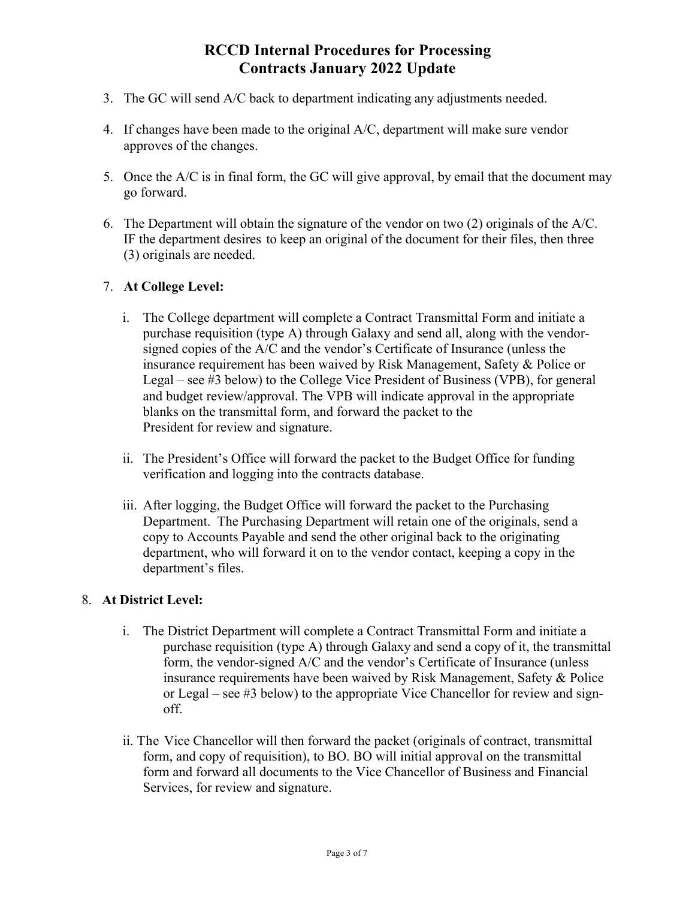# RCCD Internal Procedures for Processing Contracts January 2022 Update

3. The GC will send A/C back to department indicating any adjustments needed.

4. If changes have been made to the original A/C, department will make sure vendor approves of the changes.

5. Once the A/C is in final form, the GC will give approval, by email that the document may go forward.

6. The Department will obtain the signature of the vendor on two (2) originals of the A/C. IF the department desires to keep an original of the document for their files, then three (3) originals are needed.

7. **At College Level:**

   i. The College department will complete a Contract Transmittal Form and initiate a purchase requisition (type A) through Galaxy and send all, along with the vendor-signed copies of the A/C and the vendor's Certificate of Insurance (unless the insurance requirement has been waived by Risk Management, Safety & Police or Legal – see #3 below) to the College Vice President of Business (VPB), for general and budget review/approval. The VPB will indicate approval in the appropriate blanks on the transmittal form, and forward the packet to the President for review and signature.

   ii. The President's Office will forward the packet to the Budget Office for funding verification and logging into the contracts database.

   iii. After logging, the Budget Office will forward the packet to the Purchasing Department. The Purchasing Department will retain one of the originals, send a copy to Accounts Payable and send the other original back to the originating department, who will forward it on to the vendor contact, keeping a copy in the department's files.

8. **At District Level:**

   i. The District Department will complete a Contract Transmittal Form and initiate a purchase requisition (type A) through Galaxy and send a copy of it, the transmittal form, the vendor-signed A/C and the vendor's Certificate of Insurance (unless insurance requirements have been waived by Risk Management, Safety & Police or Legal – see #3 below) to the appropriate Vice Chancellor for review and sign-off.

   ii. The Vice Chancellor will then forward the packet (originals of contract, transmittal form, and copy of requisition), to BO. BO will initial approval on the transmittal form and forward all documents to the Vice Chancellor of Business and Financial Services, for review and signature.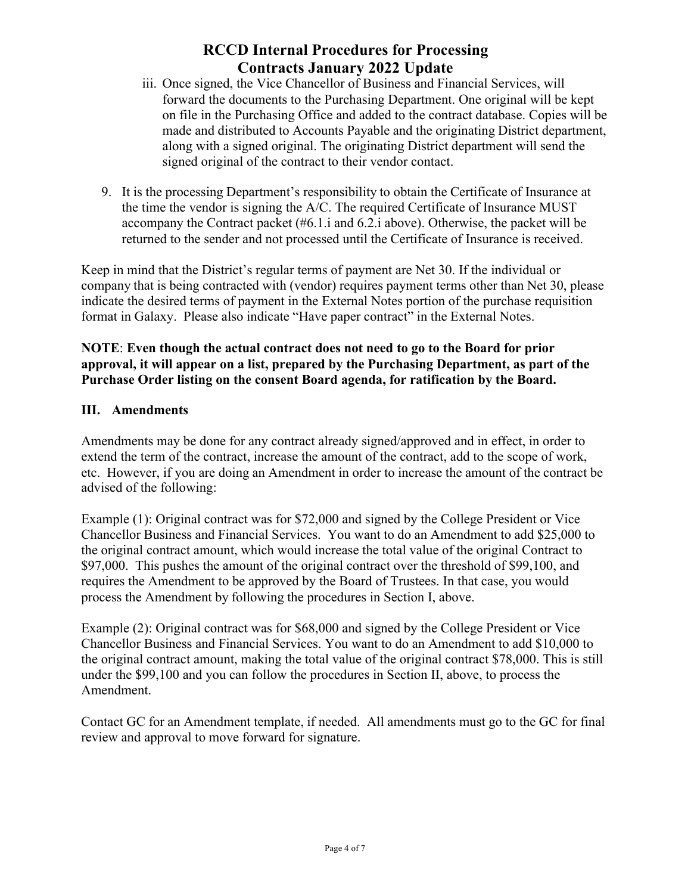iii. Once signed, the Vice Chancellor of Business and Financial Services, will forward the documents to the Purchasing Department. One original will be kept on file in the Purchasing Office and added to the contract database. Copies will be made and distributed to Accounts Payable and the originating District department, along with a signed original. The originating District department will send the signed original of the contract to their vendor contact.

9. It is the processing Department's responsibility to obtain the Certificate of Insurance at the time the vendor is signing the A/C. The required Certificate of Insurance MUST accompany the Contract packet (#6.1.i and 6.2.i above). Otherwise, the packet will be returned to the sender and not processed until the Certificate of Insurance is received.

Keep in mind that the District's regular terms of payment are Net 30. If the individual or company that is being contracted with (vendor) requires payment terms other than Net 30, please indicate the desired terms of payment in the External Notes portion of the purchase requisition format in Galaxy. Please also indicate "Have paper contract" in the External Notes.

**NOTE**: **Even though the actual contract does not need to go to the Board for prior approval, it will appear on a list, prepared by the Purchasing Department, as part of the Purchase Order listing on the consent Board agenda, for ratification by the Board.**

## III. Amendments

Amendments may be done for any contract already signed/approved and in effect, in order to extend the term of the contract, increase the amount of the contract, add to the scope of work, etc. However, if you are doing an Amendment in order to increase the amount of the contract be advised of the following:

Example (1): Original contract was for $72,000 and signed by the College President or Vice Chancellor Business and Financial Services. You want to do an Amendment to add $25,000 to the original contract amount, which would increase the total value of the original Contract to $97,000. This pushes the amount of the original contract over the threshold of $99,100, and requires the Amendment to be approved by the Board of Trustees. In that case, you would process the Amendment by following the procedures in Section I, above.

Example (2): Original contract was for $68,000 and signed by the College President or Vice Chancellor Business and Financial Services. You want to do an Amendment to add $10,000 to the original contract amount, making the total value of the original contract $78,000. This is still under the $99,100 and you can follow the procedures in Section II, above, to process the Amendment.

Contact GC for an Amendment template, if needed. All amendments must go to the GC for final review and approval to move forward for signature.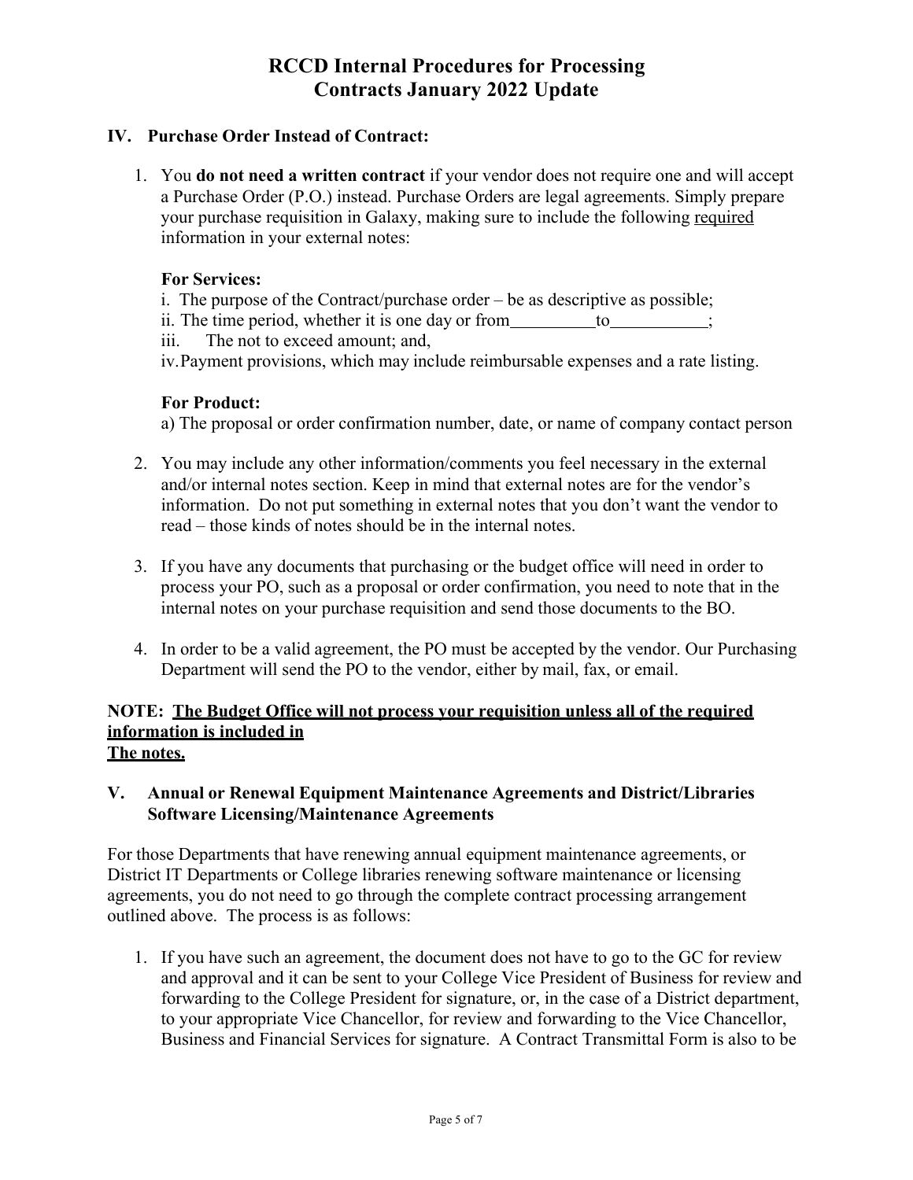# RCCD Internal Procedures for Processing Contracts January 2022 Update

## IV. Purchase Order Instead of Contract:

1. You **do not need a written contract** if your vendor does not require one and will accept a Purchase Order (P.O.) instead. Purchase Orders are legal agreements. Simply prepare your purchase requisition in Galaxy, making sure to include the following <u>required</u> information in your external notes:

   **For Services:**

   i. The purpose of the Contract/purchase order – be as descriptive as possible;
   ii. The time period, whether it is one day or from__________to___________;
   iii. The not to exceed amount; and,
   iv. Payment provisions, which may include reimbursable expenses and a rate listing.

   **For Product:**

   a) The proposal or order confirmation number, date, or name of company contact person

2. You may include any other information/comments you feel necessary in the external and/or internal notes section. Keep in mind that external notes are for the vendor's information. Do not put something in external notes that you don't want the vendor to read – those kinds of notes should be in the internal notes.

3. If you have any documents that purchasing or the budget office will need in order to process your PO, such as a proposal or order confirmation, you need to note that in the internal notes on your purchase requisition and send those documents to the BO.

4. In order to be a valid agreement, the PO must be accepted by the vendor. Our Purchasing Department will send the PO to the vendor, either by mail, fax, or email.

**NOTE: <u>The Budget Office will not process your requisition unless all of the required information is included in The notes.</u>**

## V. Annual or Renewal Equipment Maintenance Agreements and District/Libraries Software Licensing/Maintenance Agreements

For those Departments that have renewing annual equipment maintenance agreements, or District IT Departments or College libraries renewing software maintenance or licensing agreements, you do not need to go through the complete contract processing arrangement outlined above. The process is as follows:

1. If you have such an agreement, the document does not have to go to the GC for review and approval and it can be sent to your College Vice President of Business for review and forwarding to the College President for signature, or, in the case of a District department, to your appropriate Vice Chancellor, for review and forwarding to the Vice Chancellor, Business and Financial Services for signature. A Contract Transmittal Form is also to be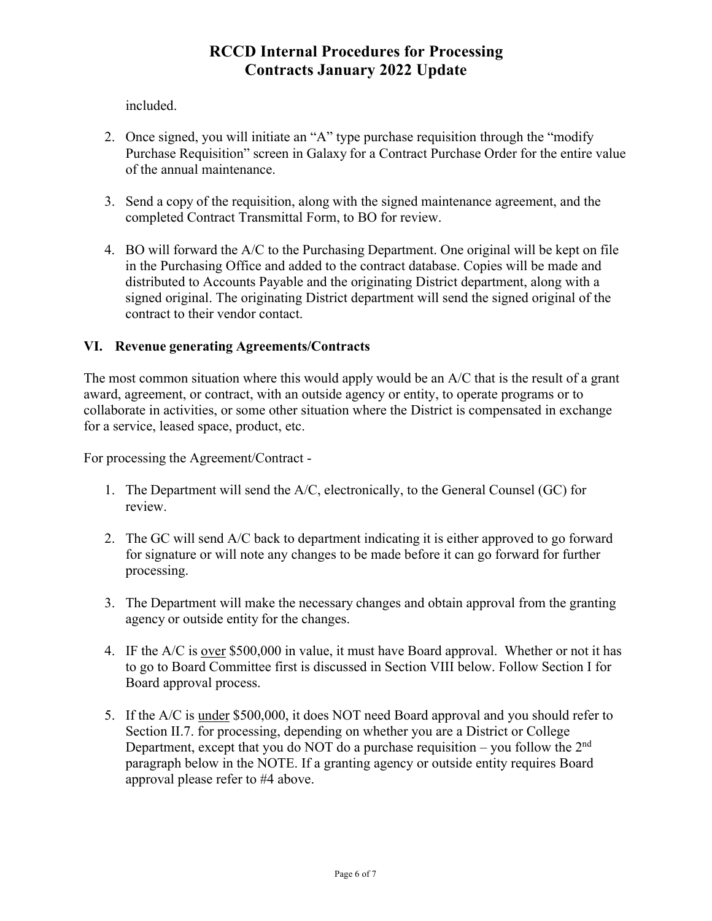included.

2. Once signed, you will initiate an "A" type purchase requisition through the "modify Purchase Requisition" screen in Galaxy for a Contract Purchase Order for the entire value of the annual maintenance.

3. Send a copy of the requisition, along with the signed maintenance agreement, and the completed Contract Transmittal Form, to BO for review.

4. BO will forward the A/C to the Purchasing Department. One original will be kept on file in the Purchasing Office and added to the contract database. Copies will be made and distributed to Accounts Payable and the originating District department, along with a signed original. The originating District department will send the signed original of the contract to their vendor contact.

### VI. Revenue generating Agreements/Contracts

The most common situation where this would apply would be an A/C that is the result of a grant award, agreement, or contract, with an outside agency or entity, to operate programs or to collaborate in activities, or some other situation where the District is compensated in exchange for a service, leased space, product, etc.

For processing the Agreement/Contract -

1. The Department will send the A/C, electronically, to the General Counsel (GC) for review.

2. The GC will send A/C back to department indicating it is either approved to go forward for signature or will note any changes to be made before it can go forward for further processing.

3. The Department will make the necessary changes and obtain approval from the granting agency or outside entity for the changes.

4. IF the A/C is <u>over</u> $500,000 in value, it must have Board approval. Whether or not it has to go to Board Committee first is discussed in Section VIII below. Follow Section I for Board approval process.

5. If the A/C is <u>under</u> $500,000, it does NOT need Board approval and you should refer to Section II.7. for processing, depending on whether you are a District or College Department, except that you do NOT do a purchase requisition – you follow the 2nd paragraph below in the NOTE. If a granting agency or outside entity requires Board approval please refer to #4 above.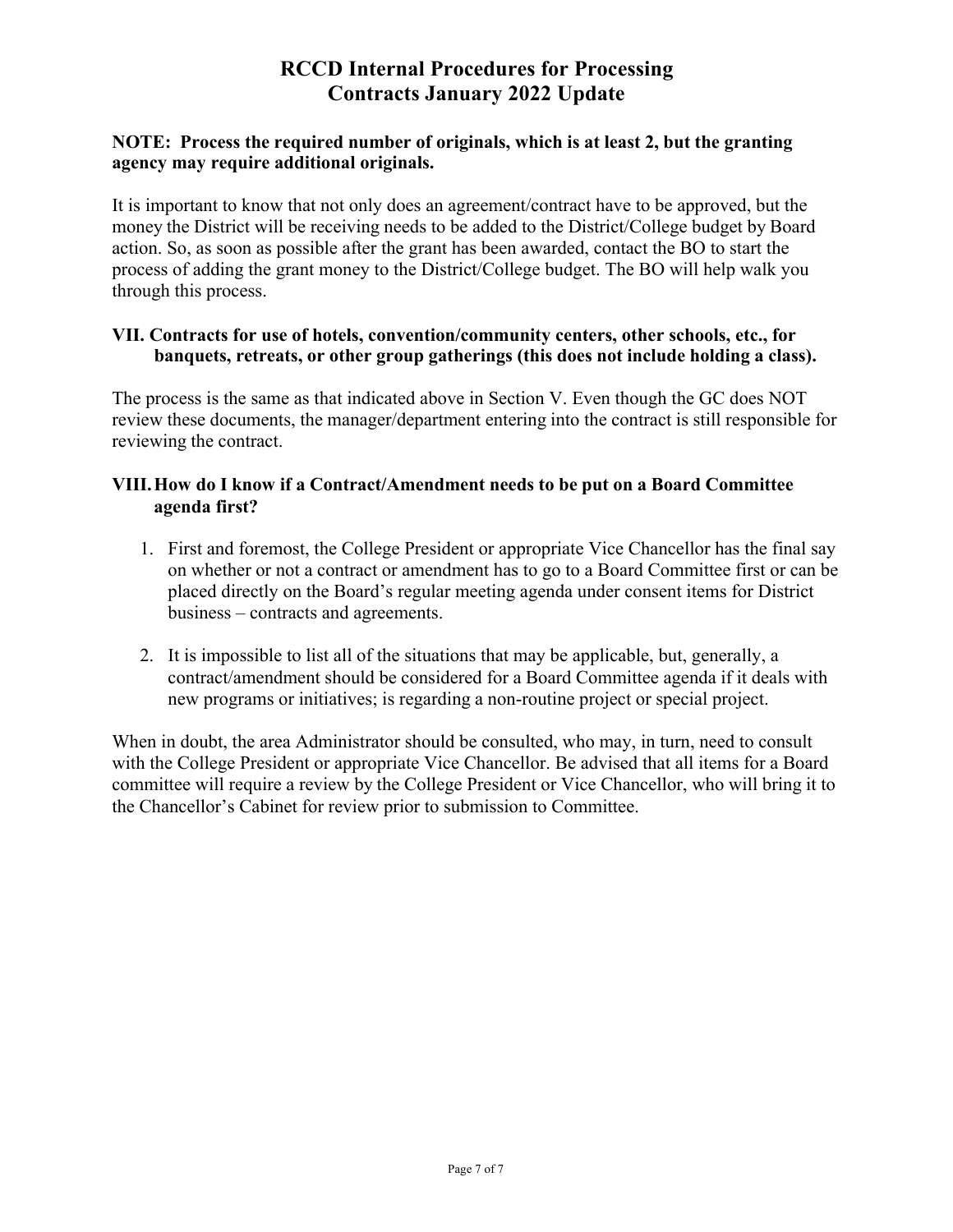# RCCD Internal Procedures for Processing Contracts January 2022 Update

**NOTE: Process the required number of originals, which is at least 2, but the granting agency may require additional originals.**

It is important to know that not only does an agreement/contract have to be approved, but the money the District will be receiving needs to be added to the District/College budget by Board action. So, as soon as possible after the grant has been awarded, contact the BO to start the process of adding the grant money to the District/College budget. The BO will help walk you through this process.

## VII. Contracts for use of hotels, convention/community centers, other schools, etc., for banquets, retreats, or other group gatherings (this does not include holding a class).

The process is the same as that indicated above in Section V. Even though the GC does NOT review these documents, the manager/department entering into the contract is still responsible for reviewing the contract.

## VIII. How do I know if a Contract/Amendment needs to be put on a Board Committee agenda first?

1. First and foremost, the College President or appropriate Vice Chancellor has the final say on whether or not a contract or amendment has to go to a Board Committee first or can be placed directly on the Board's regular meeting agenda under consent items for District business – contracts and agreements.

2. It is impossible to list all of the situations that may be applicable, but, generally, a contract/amendment should be considered for a Board Committee agenda if it deals with new programs or initiatives; is regarding a non-routine project or special project.

When in doubt, the area Administrator should be consulted, who may, in turn, need to consult with the College President or appropriate Vice Chancellor. Be advised that all items for a Board committee will require a review by the College President or Vice Chancellor, who will bring it to the Chancellor's Cabinet for review prior to submission to Committee.